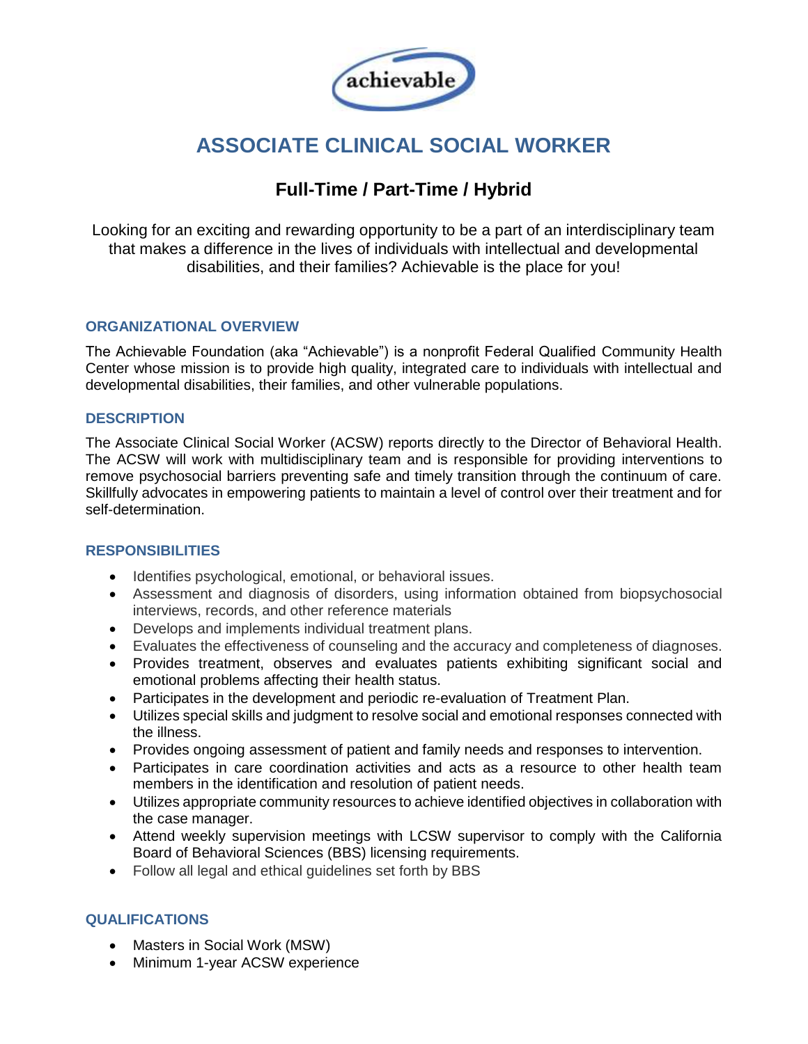# ASSOCIATE CLINICAL SOCIAL WORKER

## Full-Time / Part-Time / Hybrid

Looking for an exciting and rewarding opportunity to be a part of an interdisciplinary team that makes a difference in the lives of individuals with intellectual and developmental disabilities, and their families? Achievable is the place for you!

### ORGANIZATIONAL OVERVIEW

The Achievable Foundation (aka "Achievable") is a nonprofit Federal Qualified Community Health Center whose mission is to provide high quality, integrated care to individuals with intellectual and developmental disabilities, their families, and other vulnerable populations.

### DESCRIPTION

The Associate Clinical Social Worker (ACSW) reports directly to the Director of Behavioral Health. The ACSW will work with multidisciplinary team and is responsible for providing interventions to remove psychosocial barriers preventing safe and timely transition through the continuum of care. Skillfully advocates in empowering patients to maintain a level of control over their treatment and for self-determination.

### RESPONSIBILITIES

- Identifies psychological, emotional, or behavioral issues.
- Assessment and diagnosis of disorders, using information obtained from biopsychosocial interviews, records, and other reference materials
- Develops and implements individual treatment plans.
- Evaluates the effectiveness of counseling and the accuracy and completeness of diagnoses.
- Provides treatment, observes and evaluates patients exhibiting significant social and emotional problems affecting their health status.
- Participates in the development and periodic re-evaluation of Treatment Plan.
- Utilizes special skills and judgment to resolve social and emotional responses connected with the illness.
- Provides ongoing assessment of patient and family needs and responses to intervention.
- Participates in care coordination activities and acts as a resource to other health team members in the identification and resolution of patient needs.
- Utilizes appropriate community resources to achieve identified objectives in collaboration with the case manager.
- Attend weekly supervision meetings with LCSW supervisor to comply with the California Board of Behavioral Sciences (BBS) licensing requirements.
- Follow all legal and ethical guidelines set forth by BBS

### QUALIFICATIONS

- Masters in Social Work (MSW)
- Minimum 1-year ACSW experience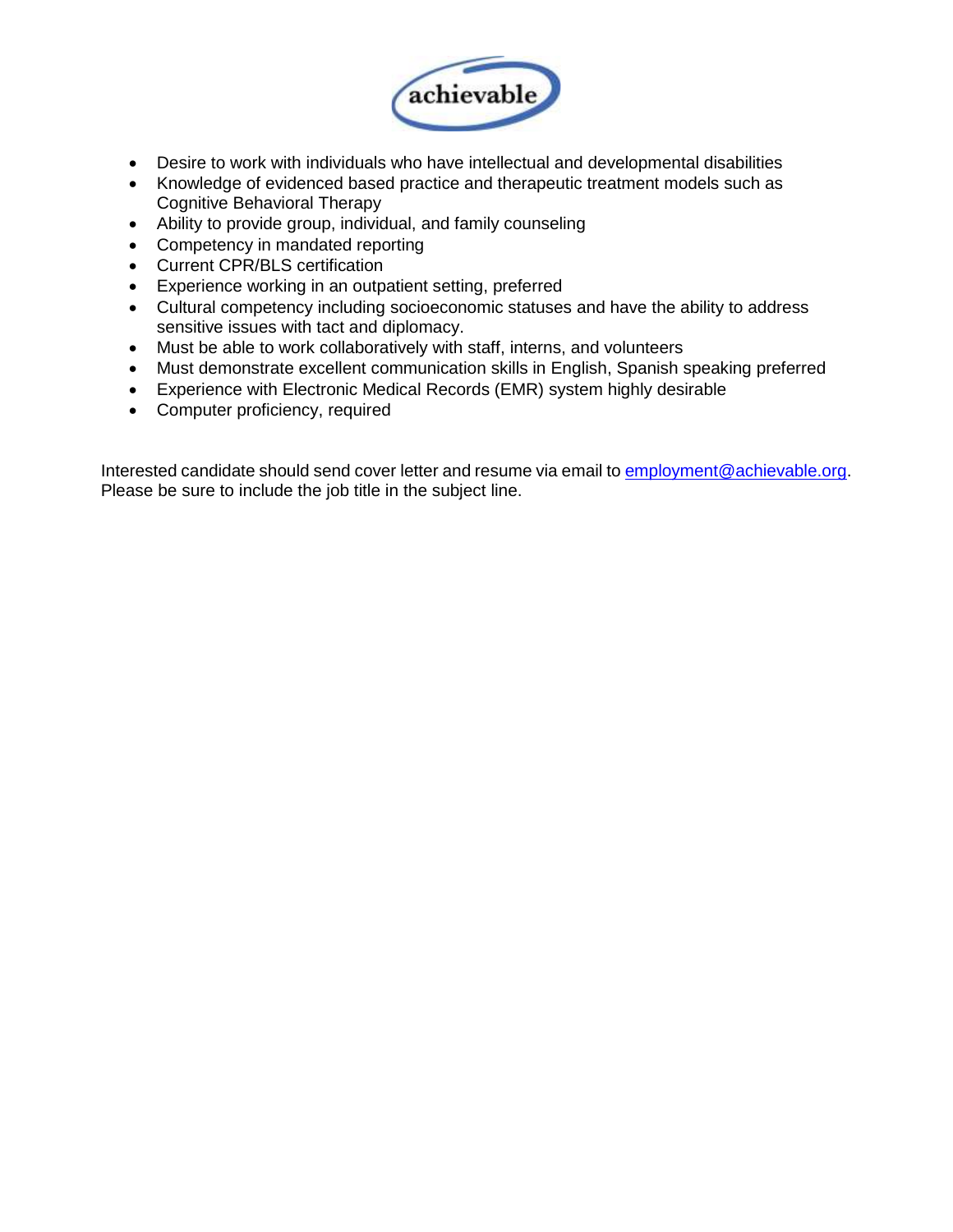achievable

- Desire to work with individuals who have intellectual and developmental disabilities
- Knowledge of evidenced based practice and therapeutic treatment models such as Cognitive Behavioral Therapy
- Ability to provide group, individual, and family counseling
- Competency in mandated reporting
- Current CPR/BLS certification
- Experience working in an outpatient setting, preferred
- Cultural competency including socioeconomic statuses and have the ability to address sensitive issues with tact and diplomacy.
- Must be able to work collaboratively with staff, interns, and volunteers
- Must demonstrate excellent communication skills in English, Spanish speaking preferred
- Experience with Electronic Medical Records (EMR) system highly desirable
- Computer proficiency, required

Interested candidate should send cover letter and resume via email to employment@achievable.org. Please be sure to include the job title in the subject line.